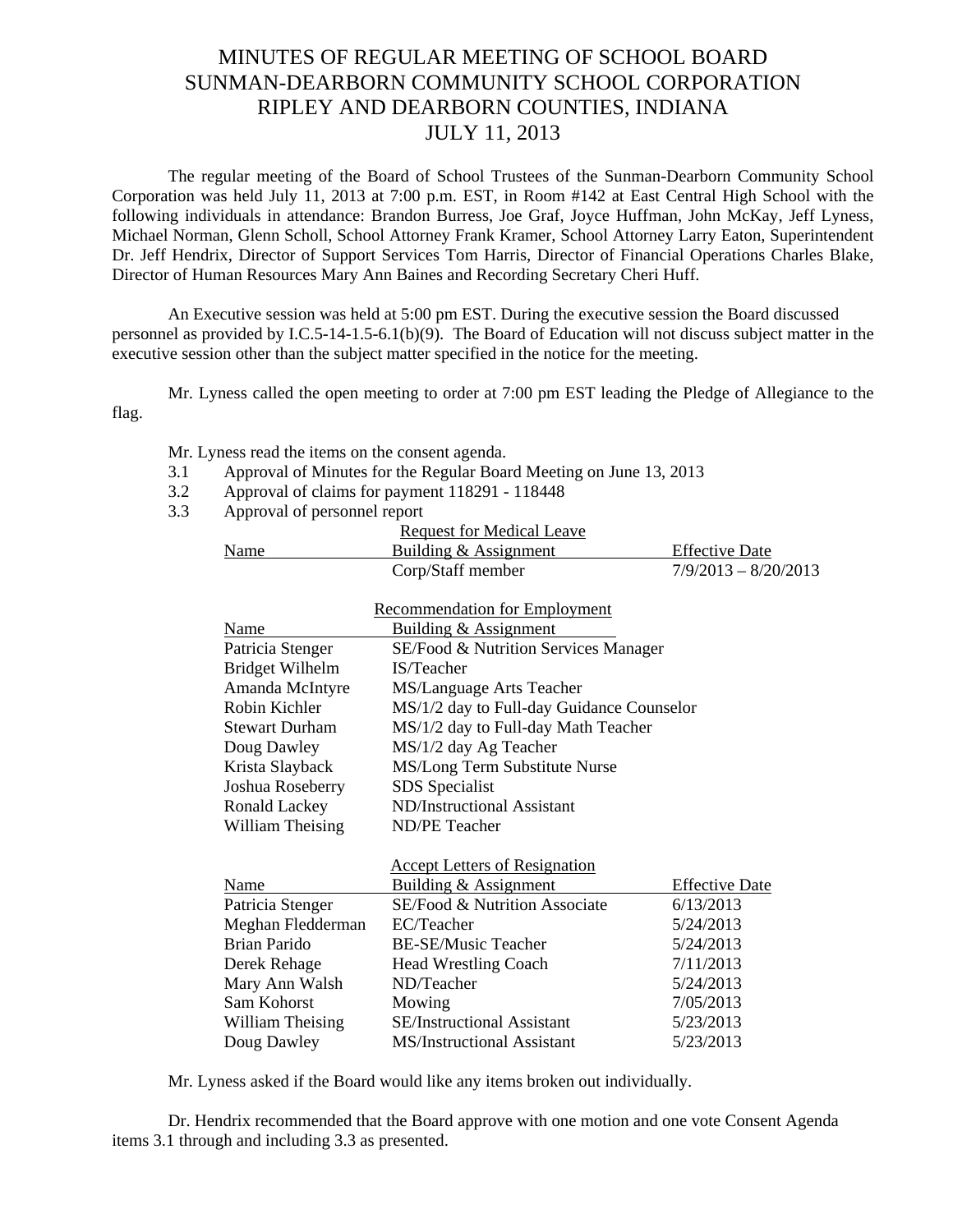# MINUTES OF REGULAR MEETING OF SCHOOL BOARD
# SUNMAN-DEARBORN COMMUNITY SCHOOL CORPORATION
# RIPLEY AND DEARBORN COUNTIES, INDIANA
# JULY 11, 2013

The regular meeting of the Board of School Trustees of the Sunman-Dearborn Community School Corporation was held July 11, 2013 at 7:00 p.m. EST, in Room #142 at East Central High School with the following individuals in attendance: Brandon Burress, Joe Graf, Joyce Huffman, John McKay, Jeff Lyness, Michael Norman, Glenn Scholl, School Attorney Frank Kramer, School Attorney Larry Eaton, Superintendent Dr. Jeff Hendrix, Director of Support Services Tom Harris, Director of Financial Operations Charles Blake, Director of Human Resources Mary Ann Baines and Recording Secretary Cheri Huff.

An Executive session was held at 5:00 pm EST. During the executive session the Board discussed personnel as provided by I.C.5-14-1.5-6.1(b)(9). The Board of Education will not discuss subject matter in the executive session other than the subject matter specified in the notice for the meeting.

Mr. Lyness called the open meeting to order at 7:00 pm EST leading the Pledge of Allegiance to the flag.

Mr. Lyness read the items on the consent agenda.

3.1 Approval of Minutes for the Regular Board Meeting on June 13, 2013
3.2 Approval of claims for payment 118291 - 118448
3.3 Approval of personnel report

Request for Medical Leave

| Name | Building & Assignment | Effective Date |
|---|---|---|
| | Corp/Staff member | 7/9/2013 – 8/20/2013 |

Recommendation for Employment

| Name | Building & Assignment |
|---|---|
| Patricia Stenger | SE/Food & Nutrition Services Manager |
| Bridget Wilhelm | IS/Teacher |
| Amanda McIntyre | MS/Language Arts Teacher |
| Robin Kichler | MS/1/2 day to Full-day Guidance Counselor |
| Stewart Durham | MS/1/2 day to Full-day Math Teacher |
| Doug Dawley | MS/1/2 day Ag Teacher |
| Krista Slayback | MS/Long Term Substitute Nurse |
| Joshua Roseberry | SDS Specialist |
| Ronald Lackey | ND/Instructional Assistant |
| William Theising | ND/PE Teacher |

Accept Letters of Resignation

| Name | Building & Assignment | Effective Date |
|---|---|---|
| Patricia Stenger | SE/Food & Nutrition Associate | 6/13/2013 |
| Meghan Fledderman | EC/Teacher | 5/24/2013 |
| Brian Parido | BE-SE/Music Teacher | 5/24/2013 |
| Derek Rehage | Head Wrestling Coach | 7/11/2013 |
| Mary Ann Walsh | ND/Teacher | 5/24/2013 |
| Sam Kohorst | Mowing | 7/05/2013 |
| William Theising | SE/Instructional Assistant | 5/23/2013 |
| Doug Dawley | MS/Instructional Assistant | 5/23/2013 |

Mr. Lyness asked if the Board would like any items broken out individually.

Dr. Hendrix recommended that the Board approve with one motion and one vote Consent Agenda items 3.1 through and including 3.3 as presented.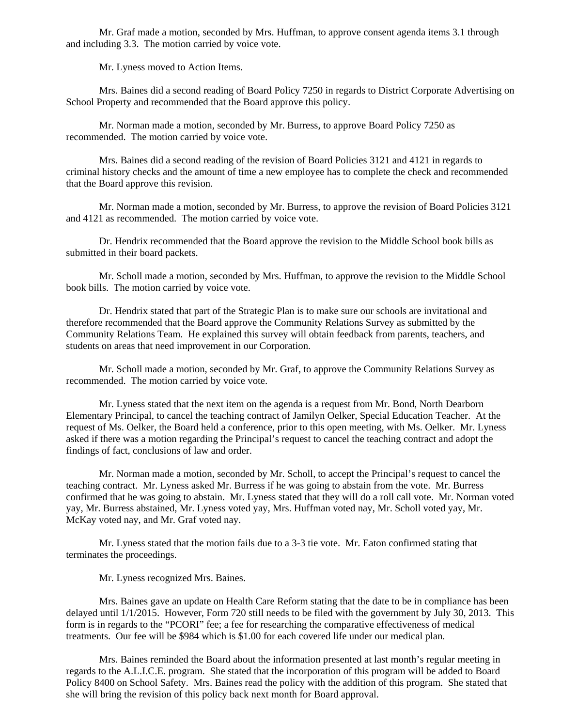Mr. Graf made a motion, seconded by Mrs. Huffman, to approve consent agenda items 3.1 through and including 3.3. The motion carried by voice vote.

Mr. Lyness moved to Action Items.

Mrs. Baines did a second reading of Board Policy 7250 in regards to District Corporate Advertising on School Property and recommended that the Board approve this policy.

Mr. Norman made a motion, seconded by Mr. Burress, to approve Board Policy 7250 as recommended. The motion carried by voice vote.

Mrs. Baines did a second reading of the revision of Board Policies 3121 and 4121 in regards to criminal history checks and the amount of time a new employee has to complete the check and recommended that the Board approve this revision.

Mr. Norman made a motion, seconded by Mr. Burress, to approve the revision of Board Policies 3121 and 4121 as recommended. The motion carried by voice vote.

Dr. Hendrix recommended that the Board approve the revision to the Middle School book bills as submitted in their board packets.

Mr. Scholl made a motion, seconded by Mrs. Huffman, to approve the revision to the Middle School book bills. The motion carried by voice vote.

Dr. Hendrix stated that part of the Strategic Plan is to make sure our schools are invitational and therefore recommended that the Board approve the Community Relations Survey as submitted by the Community Relations Team. He explained this survey will obtain feedback from parents, teachers, and students on areas that need improvement in our Corporation.

Mr. Scholl made a motion, seconded by Mr. Graf, to approve the Community Relations Survey as recommended. The motion carried by voice vote.

Mr. Lyness stated that the next item on the agenda is a request from Mr. Bond, North Dearborn Elementary Principal, to cancel the teaching contract of Jamilyn Oelker, Special Education Teacher. At the request of Ms. Oelker, the Board held a conference, prior to this open meeting, with Ms. Oelker. Mr. Lyness asked if there was a motion regarding the Principal's request to cancel the teaching contract and adopt the findings of fact, conclusions of law and order.

Mr. Norman made a motion, seconded by Mr. Scholl, to accept the Principal's request to cancel the teaching contract. Mr. Lyness asked Mr. Burress if he was going to abstain from the vote. Mr. Burress confirmed that he was going to abstain. Mr. Lyness stated that they will do a roll call vote. Mr. Norman voted yay, Mr. Burress abstained, Mr. Lyness voted yay, Mrs. Huffman voted nay, Mr. Scholl voted yay, Mr. McKay voted nay, and Mr. Graf voted nay.

Mr. Lyness stated that the motion fails due to a 3-3 tie vote. Mr. Eaton confirmed stating that terminates the proceedings.

Mr. Lyness recognized Mrs. Baines.

Mrs. Baines gave an update on Health Care Reform stating that the date to be in compliance has been delayed until 1/1/2015. However, Form 720 still needs to be filed with the government by July 30, 2013. This form is in regards to the "PCORI" fee; a fee for researching the comparative effectiveness of medical treatments. Our fee will be $984 which is $1.00 for each covered life under our medical plan.

Mrs. Baines reminded the Board about the information presented at last month's regular meeting in regards to the A.L.I.C.E. program. She stated that the incorporation of this program will be added to Board Policy 8400 on School Safety. Mrs. Baines read the policy with the addition of this program. She stated that she will bring the revision of this policy back next month for Board approval.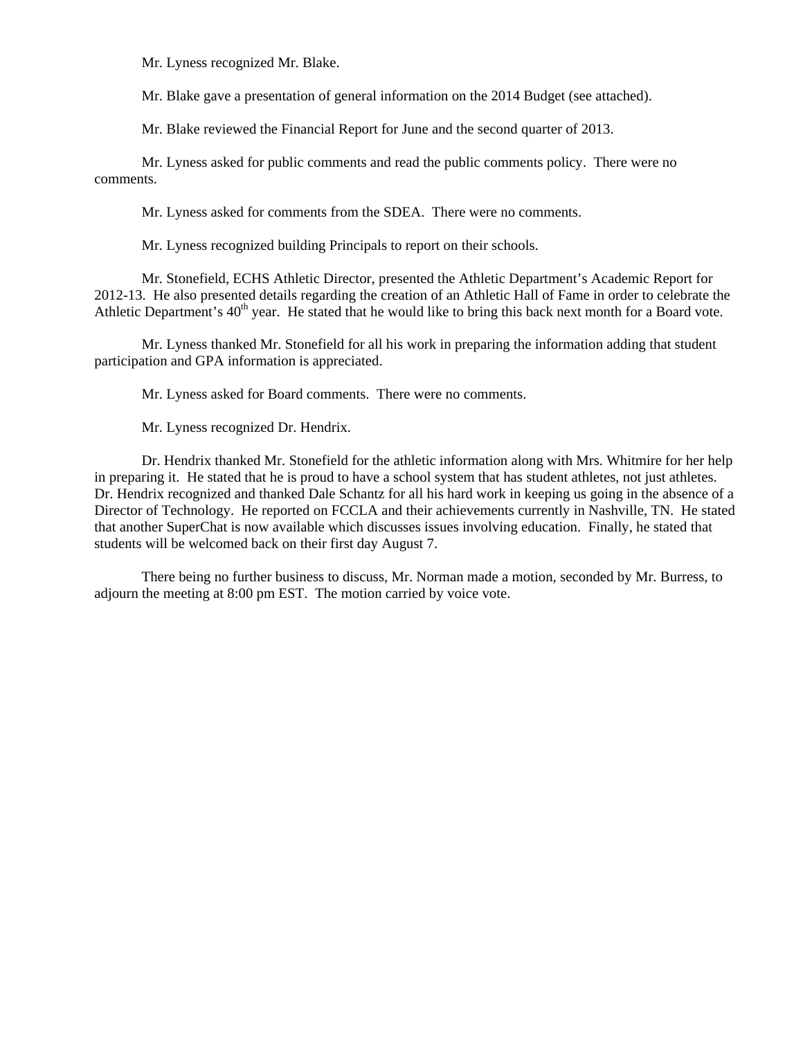Mr. Lyness recognized Mr. Blake.

Mr. Blake gave a presentation of general information on the 2014 Budget (see attached).

Mr. Blake reviewed the Financial Report for June and the second quarter of 2013.

Mr. Lyness asked for public comments and read the public comments policy. There were no comments.

Mr. Lyness asked for comments from the SDEA. There were no comments.

Mr. Lyness recognized building Principals to report on their schools.

Mr. Stonefield, ECHS Athletic Director, presented the Athletic Department's Academic Report for 2012-13. He also presented details regarding the creation of an Athletic Hall of Fame in order to celebrate the Athletic Department's 40th year. He stated that he would like to bring this back next month for a Board vote.

Mr. Lyness thanked Mr. Stonefield for all his work in preparing the information adding that student participation and GPA information is appreciated.

Mr. Lyness asked for Board comments. There were no comments.

Mr. Lyness recognized Dr. Hendrix.

Dr. Hendrix thanked Mr. Stonefield for the athletic information along with Mrs. Whitmire for her help in preparing it. He stated that he is proud to have a school system that has student athletes, not just athletes. Dr. Hendrix recognized and thanked Dale Schantz for all his hard work in keeping us going in the absence of a Director of Technology. He reported on FCCLA and their achievements currently in Nashville, TN. He stated that another SuperChat is now available which discusses issues involving education. Finally, he stated that students will be welcomed back on their first day August 7.

There being no further business to discuss, Mr. Norman made a motion, seconded by Mr. Burress, to adjourn the meeting at 8:00 pm EST. The motion carried by voice vote.